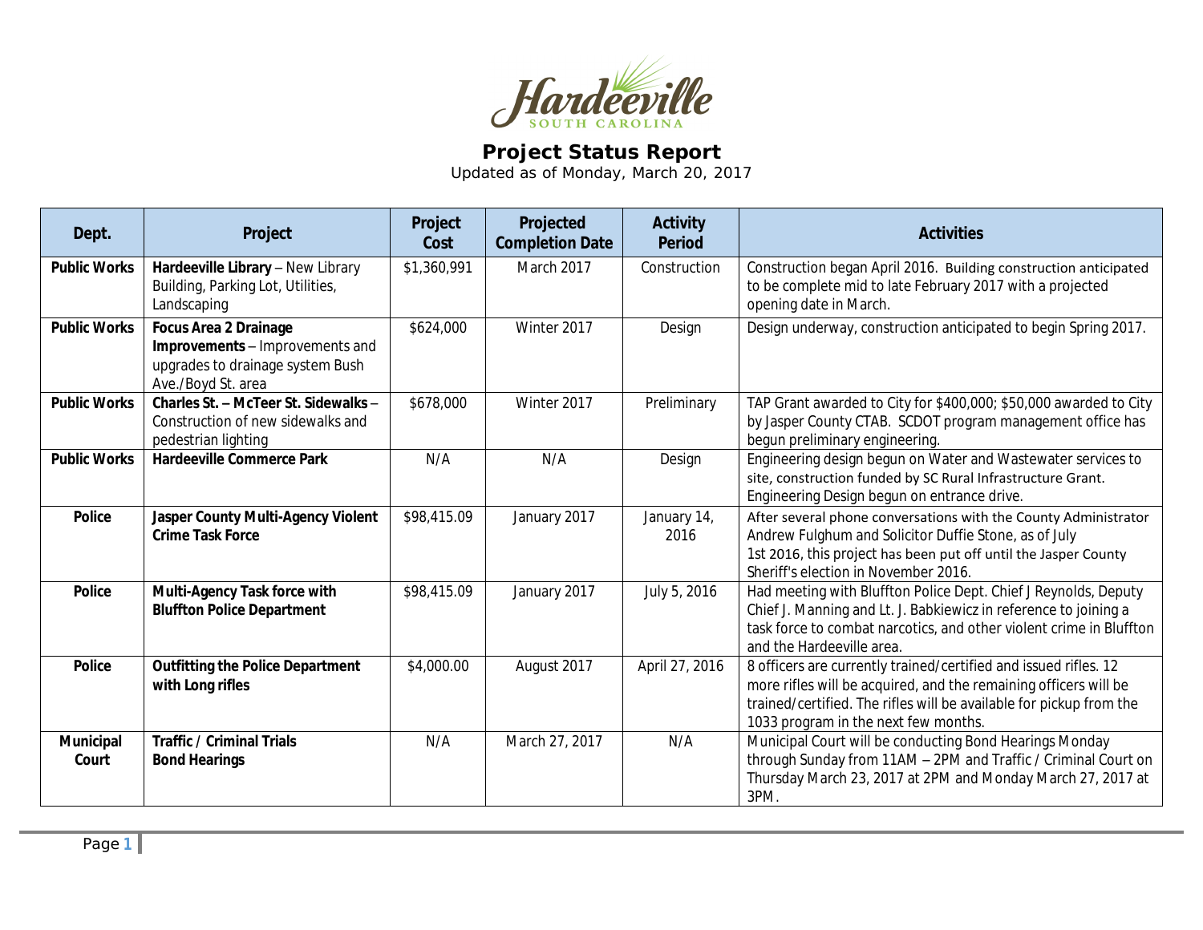Hardeeville
SOUTH CAROLINA

# Project Status Report

Updated as of Monday, March 20, 2017

| Dept. | Project | Project Cost | Projected Completion Date | Activity Period | Activities |
|---|---|---|---|---|---|
| **Public Works** | **Hardeeville Library** – New Library Building, Parking Lot, Utilities, Landscaping | $1,360,991 | March 2017 | Construction | Construction began April 2016. Building construction anticipated to be complete mid to late February 2017 with a projected opening date in March. |
| **Public Works** | **Focus Area 2 Drainage Improvements** – Improvements and upgrades to drainage system Bush Ave./Boyd St. area | $624,000 | Winter 2017 | Design | Design underway, construction anticipated to begin Spring 2017. |
| **Public Works** | **Charles St. – McTeer St. Sidewalks** – Construction of new sidewalks and pedestrian lighting | $678,000 | Winter 2017 | Preliminary | TAP Grant awarded to City for $400,000; $50,000 awarded to City by Jasper County CTAB. SCDOT program management office has begun preliminary engineering. |
| **Public Works** | **Hardeeville Commerce Park** | N/A | N/A | Design | Engineering design begun on Water and Wastewater services to site, construction funded by SC Rural Infrastructure Grant. Engineering Design begun on entrance drive. |
| **Police** | **Jasper County Multi-Agency Violent Crime Task Force** | $98,415.09 | January 2017 | January 14, 2016 | After several phone conversations with the County Administrator Andrew Fulghum and Solicitor Duffie Stone, as of July 1st 2016, this project has been put off until the Jasper County Sheriff's election in November 2016. |
| **Police** | **Multi-Agency Task force with Bluffton Police Department** | $98,415.09 | January 2017 | July 5, 2016 | Had meeting with Bluffton Police Dept. Chief J Reynolds, Deputy Chief J. Manning and Lt. J. Babkiewicz in reference to joining a task force to combat narcotics, and other violent crime in Bluffton and the Hardeeville area. |
| **Police** | **Outfitting the Police Department with Long rifles** | $4,000.00 | August 2017 | April 27, 2016 | 8 officers are currently trained/certified and issued rifles. 12 more rifles will be acquired, and the remaining officers will be trained/certified. The rifles will be available for pickup from the 1033 program in the next few months. |
| **Municipal Court** | **Traffic / Criminal Trials Bond Hearings** | N/A | March 27, 2017 | N/A | Municipal Court will be conducting Bond Hearings Monday through Sunday from 11AM – 2PM and Traffic / Criminal Court on Thursday March 23, 2017 at 2PM and Monday March 27, 2017 at 3PM. |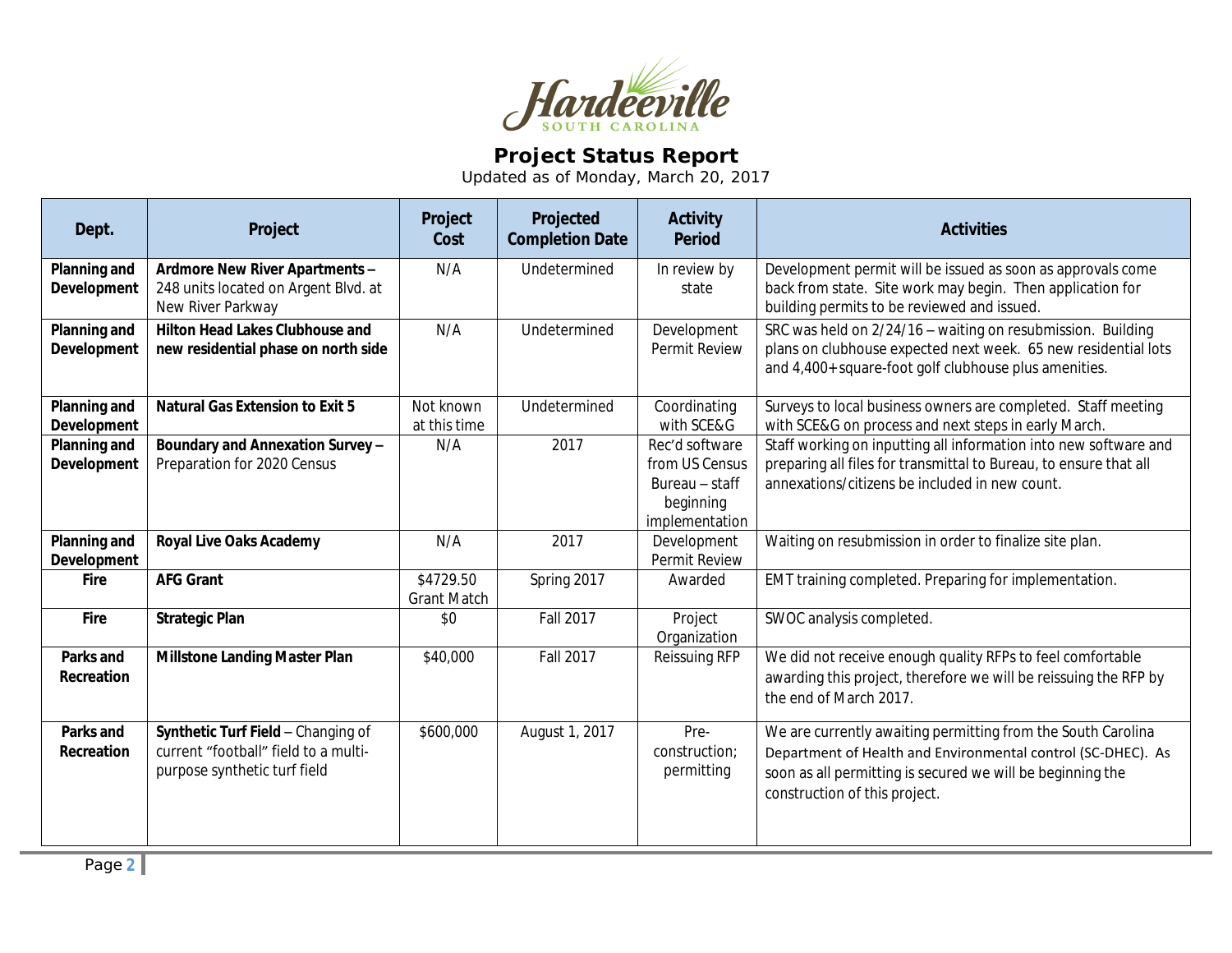# Project Status Report

Updated as of Monday, March 20, 2017

| Dept. | Project | Project Cost | Projected Completion Date | Activity Period | Activities |
|---|---|---|---|---|---|
| **Planning and Development** | **Ardmore New River Apartments –** 248 units located on Argent Blvd. at New River Parkway | N/A | Undetermined | In review by state | Development permit will be issued as soon as approvals come back from state. Site work may begin. Then application for building permits to be reviewed and issued. |
| **Planning and Development** | **Hilton Head Lakes Clubhouse and new residential phase on north side** | N/A | Undetermined | Development Permit Review | SRC was held on 2/24/16 – waiting on resubmission. Building plans on clubhouse expected next week. 65 new residential lots and 4,400+ square-foot golf clubhouse plus amenities. |
| **Planning and Development** | **Natural Gas Extension to Exit 5** | Not known at this time | Undetermined | Coordinating with SCE&G | Surveys to local business owners are completed. Staff meeting with SCE&G on process and next steps in early March. |
| **Planning and Development** | **Boundary and Annexation Survey –** Preparation for 2020 Census | N/A | 2017 | Rec'd software from US Census Bureau – staff beginning implementation | Staff working on inputting all information into new software and preparing all files for transmittal to Bureau, to ensure that all annexations/citizens be included in new count. |
| **Planning and Development** | **Royal Live Oaks Academy** | N/A | 2017 | Development Permit Review | Waiting on resubmission in order to finalize site plan. |
| **Fire** | **AFG Grant** | $4729.50 Grant Match | Spring 2017 | Awarded | EMT training completed. Preparing for implementation. |
| **Fire** | **Strategic Plan** | $0 | Fall 2017 | Project Organization | SWOC analysis completed. |
| **Parks and Recreation** | **Millstone Landing Master Plan** | $40,000 | Fall 2017 | Reissuing RFP | We did not receive enough quality RFPs to feel comfortable awarding this project, therefore we will be reissuing the RFP by the end of March 2017. |
| **Parks and Recreation** | **Synthetic Turf Field** – Changing of current "football" field to a multi-purpose synthetic turf field | $600,000 | August 1, 2017 | Pre-construction; permitting | We are currently awaiting permitting from the South Carolina Department of Health and Environmental control (SC-DHEC). As soon as all permitting is secured we will be beginning the construction of this project. |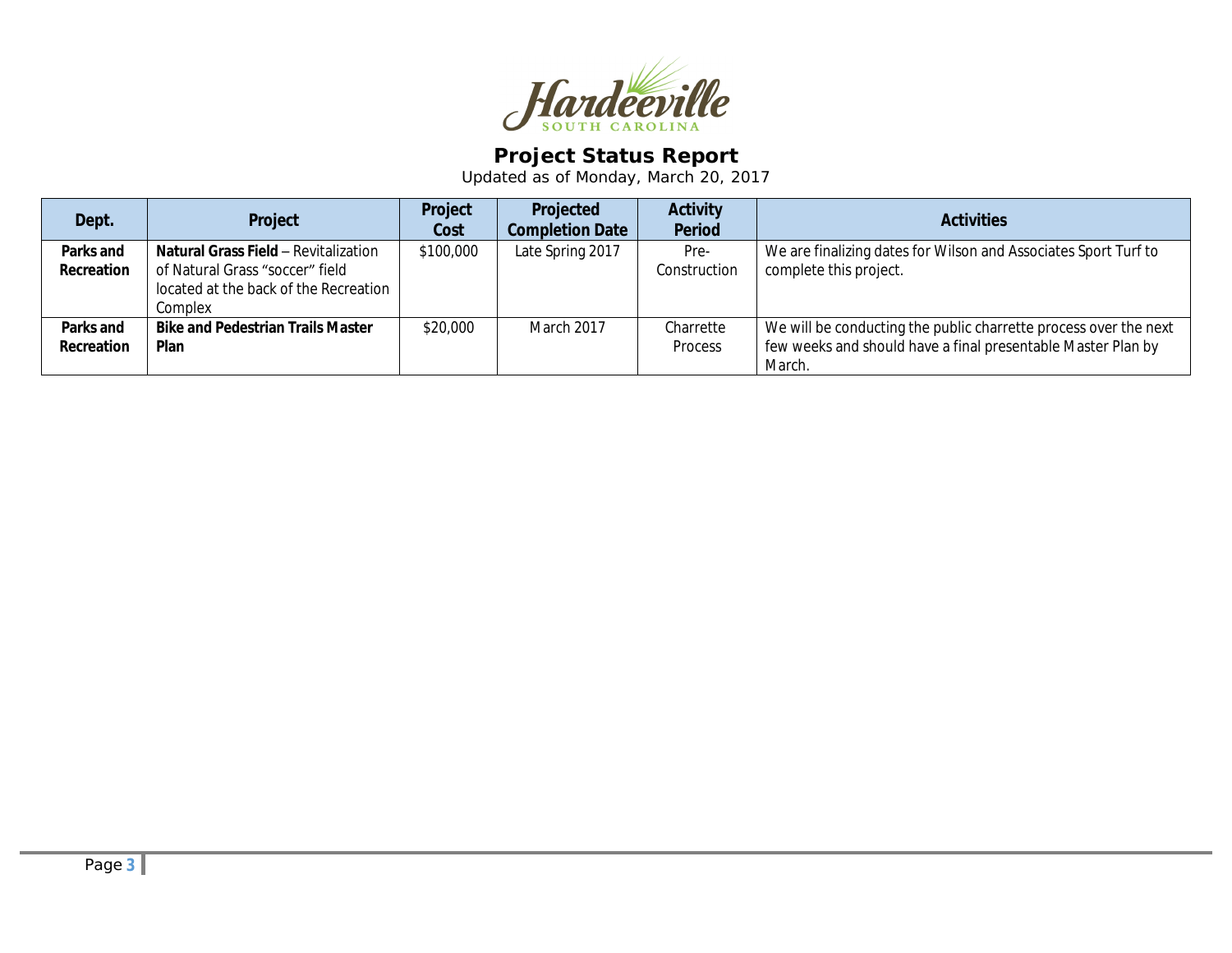Hardeeville
SOUTH CAROLINA

# Project Status Report

Updated as of Monday, March 20, 2017

| Dept. | Project | Project Cost | Projected Completion Date | Activity Period | Activities |
|---|---|---|---|---|---|
| **Parks and Recreation** | **Natural Grass Field** – Revitalization of Natural Grass "soccer" field located at the back of the Recreation Complex | $100,000 | Late Spring 2017 | Pre-Construction | We are finalizing dates for Wilson and Associates Sport Turf to complete this project. |
| **Parks and Recreation** | **Bike and Pedestrian Trails Master Plan** | $20,000 | March 2017 | Charrette Process | We will be conducting the public charrette process over the next few weeks and should have a final presentable Master Plan by March. |